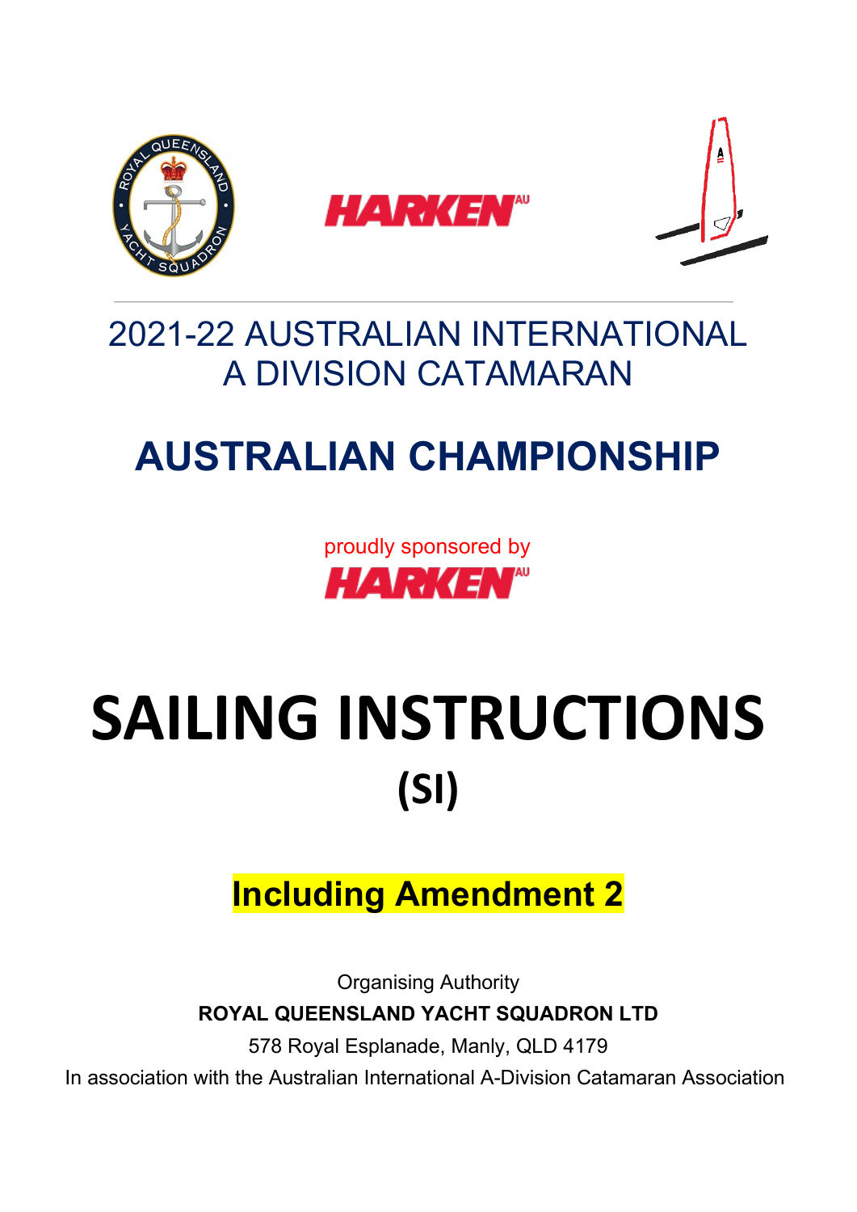2021-22 AUSTRALIAN INTERNATIONAL A DIVISION CATAMARAN

# AUSTRALIAN CHAMPIONSHIP

proudly sponsored by HARKEN AU

# SAILING INSTRUCTIONS

## (SI)

**Including Amendment 2**

Organising Authority

**ROYAL QUEENSLAND YACHT SQUADRON LTD**

578 Royal Esplanade, Manly, QLD 4179

In association with the Australian International A-Division Catamaran Association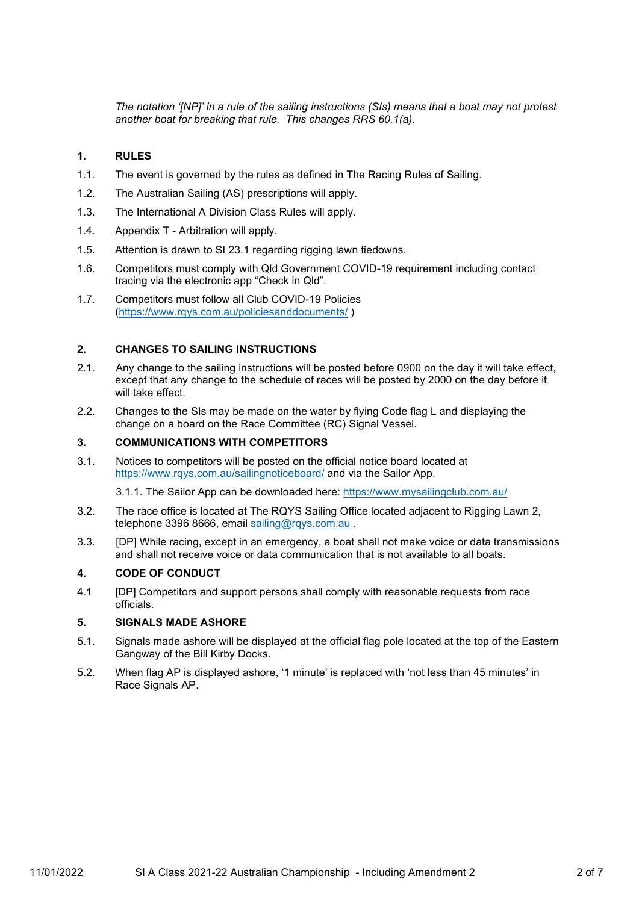*The notation '[NP]' in a rule of the sailing instructions (SIs) means that a boat may not protest another boat for breaking that rule. This changes RRS 60.1(a).*

## 1. RULES

1.1. The event is governed by the rules as defined in The Racing Rules of Sailing.

1.2. The Australian Sailing (AS) prescriptions will apply.

1.3. The International A Division Class Rules will apply.

1.4. Appendix T - Arbitration will apply.

1.5. Attention is drawn to SI 23.1 regarding rigging lawn tiedowns.

1.6. Competitors must comply with Qld Government COVID-19 requirement including contact tracing via the electronic app "Check in Qld".

1.7. Competitors must follow all Club COVID-19 Policies (https://www.rqys.com.au/policiesanddocuments/ )

## 2. CHANGES TO SAILING INSTRUCTIONS

2.1. Any change to the sailing instructions will be posted before 0900 on the day it will take effect, except that any change to the schedule of races will be posted by 2000 on the day before it will take effect.

2.2. Changes to the SIs may be made on the water by flying Code flag L and displaying the change on a board on the Race Committee (RC) Signal Vessel.

## 3. COMMUNICATIONS WITH COMPETITORS

3.1. Notices to competitors will be posted on the official notice board located at https://www.rqys.com.au/sailingnoticeboard/ and via the Sailor App.

3.1.1. The Sailor App can be downloaded here: https://www.mysailingclub.com.au/

3.2. The race office is located at The RQYS Sailing Office located adjacent to Rigging Lawn 2, telephone 3396 8666, email sailing@rqys.com.au .

3.3. [DP] While racing, except in an emergency, a boat shall not make voice or data transmissions and shall not receive voice or data communication that is not available to all boats.

## 4. CODE OF CONDUCT

4.1 [DP] Competitors and support persons shall comply with reasonable requests from race officials.

## 5. SIGNALS MADE ASHORE

5.1. Signals made ashore will be displayed at the official flag pole located at the top of the Eastern Gangway of the Bill Kirby Docks.

5.2. When flag AP is displayed ashore, '1 minute' is replaced with 'not less than 45 minutes' in Race Signals AP.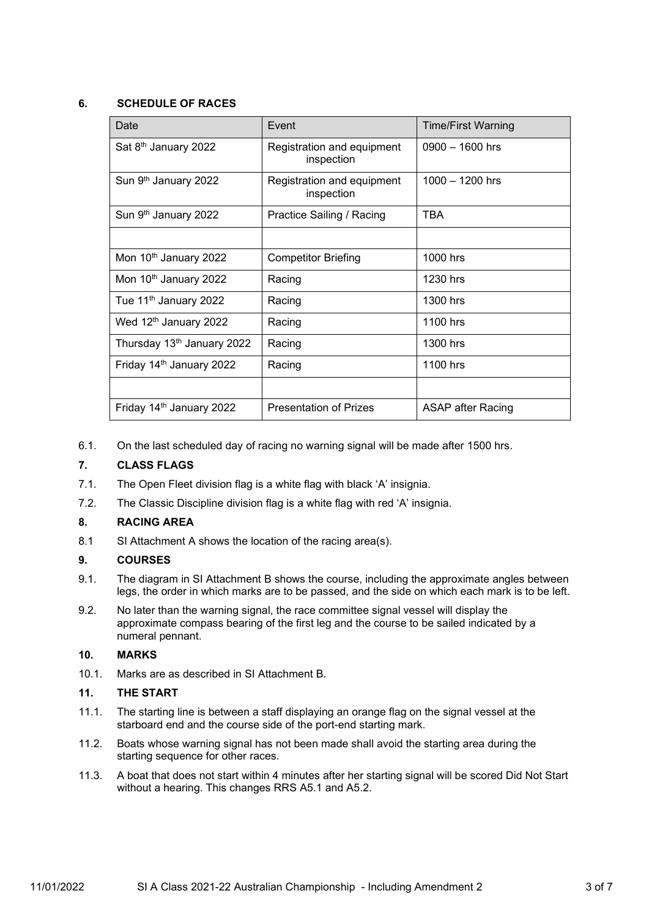## 6. SCHEDULE OF RACES

| Date | Event | Time/First Warning |
|---|---|---|
| Sat 8th January 2022 | Registration and equipment inspection | 0900 – 1600 hrs |
| Sun 9th January 2022 | Registration and equipment inspection | 1000 – 1200 hrs |
| Sun 9th January 2022 | Practice Sailing / Racing | TBA |
| | | |
| Mon 10th January 2022 | Competitor Briefing | 1000 hrs |
| Mon 10th January 2022 | Racing | 1230 hrs |
| Tue 11th January 2022 | Racing | 1300 hrs |
| Wed 12th January 2022 | Racing | 1100 hrs |
| Thursday 13th January 2022 | Racing | 1300 hrs |
| Friday 14th January 2022 | Racing | 1100 hrs |
| | | |
| Friday 14th January 2022 | Presentation of Prizes | ASAP after Racing |

6.1. On the last scheduled day of racing no warning signal will be made after 1500 hrs.

## 7. CLASS FLAGS

7.1. The Open Fleet division flag is a white flag with black 'A' insignia.

7.2. The Classic Discipline division flag is a white flag with red 'A' insignia.

## 8. RACING AREA

8.1 SI Attachment A shows the location of the racing area(s).

## 9. COURSES

9.1. The diagram in SI Attachment B shows the course, including the approximate angles between legs, the order in which marks are to be passed, and the side on which each mark is to be left.

9.2. No later than the warning signal, the race committee signal vessel will display the approximate compass bearing of the first leg and the course to be sailed indicated by a numeral pennant.

## 10. MARKS

10.1. Marks are as described in SI Attachment B.

## 11. THE START

11.1. The starting line is between a staff displaying an orange flag on the signal vessel at the starboard end and the course side of the port-end starting mark.

11.2. Boats whose warning signal has not been made shall avoid the starting area during the starting sequence for other races.

11.3. A boat that does not start within 4 minutes after her starting signal will be scored Did Not Start without a hearing. This changes RRS A5.1 and A5.2.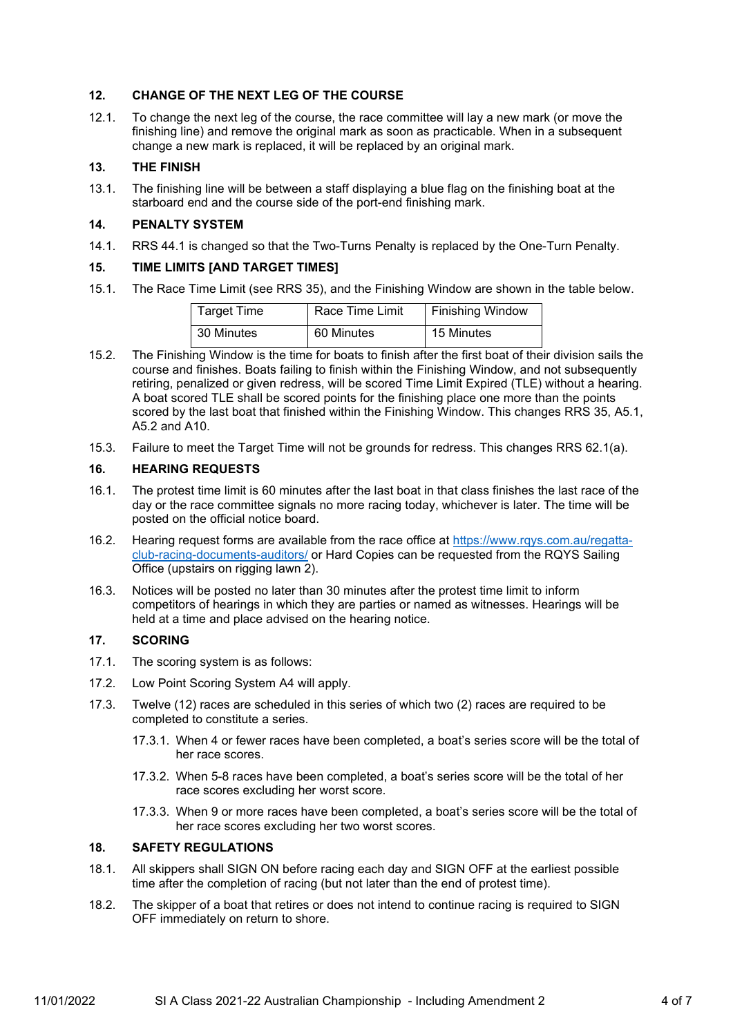## 12. CHANGE OF THE NEXT LEG OF THE COURSE

12.1. To change the next leg of the course, the race committee will lay a new mark (or move the finishing line) and remove the original mark as soon as practicable. When in a subsequent change a new mark is replaced, it will be replaced by an original mark.

## 13. THE FINISH

13.1. The finishing line will be between a staff displaying a blue flag on the finishing boat at the starboard end and the course side of the port-end finishing mark.

## 14. PENALTY SYSTEM

14.1. RRS 44.1 is changed so that the Two-Turns Penalty is replaced by the One-Turn Penalty.

## 15. TIME LIMITS [AND TARGET TIMES]

15.1. The Race Time Limit (see RRS 35), and the Finishing Window are shown in the table below.

| Target Time | Race Time Limit | Finishing Window |
|---|---|---|
| 30 Minutes | 60 Minutes | 15 Minutes |

15.2. The Finishing Window is the time for boats to finish after the first boat of their division sails the course and finishes. Boats failing to finish within the Finishing Window, and not subsequently retiring, penalized or given redress, will be scored Time Limit Expired (TLE) without a hearing. A boat scored TLE shall be scored points for the finishing place one more than the points scored by the last boat that finished within the Finishing Window. This changes RRS 35, A5.1, A5.2 and A10.

15.3. Failure to meet the Target Time will not be grounds for redress. This changes RRS 62.1(a).

## 16. HEARING REQUESTS

16.1. The protest time limit is 60 minutes after the last boat in that class finishes the last race of the day or the race committee signals no more racing today, whichever is later. The time will be posted on the official notice board.

16.2. Hearing request forms are available from the race office at https://www.rqys.com.au/regatta-club-racing-documents-auditors/ or Hard Copies can be requested from the RQYS Sailing Office (upstairs on rigging lawn 2).

16.3. Notices will be posted no later than 30 minutes after the protest time limit to inform competitors of hearings in which they are parties or named as witnesses. Hearings will be held at a time and place advised on the hearing notice.

## 17. SCORING

17.1. The scoring system is as follows:

17.2. Low Point Scoring System A4 will apply.

17.3. Twelve (12) races are scheduled in this series of which two (2) races are required to be completed to constitute a series.

- 17.3.1. When 4 or fewer races have been completed, a boat's series score will be the total of her race scores.
- 17.3.2. When 5-8 races have been completed, a boat's series score will be the total of her race scores excluding her worst score.
- 17.3.3. When 9 or more races have been completed, a boat's series score will be the total of her race scores excluding her two worst scores.

## 18. SAFETY REGULATIONS

18.1. All skippers shall SIGN ON before racing each day and SIGN OFF at the earliest possible time after the completion of racing (but not later than the end of protest time).

18.2. The skipper of a boat that retires or does not intend to continue racing is required to SIGN OFF immediately on return to shore.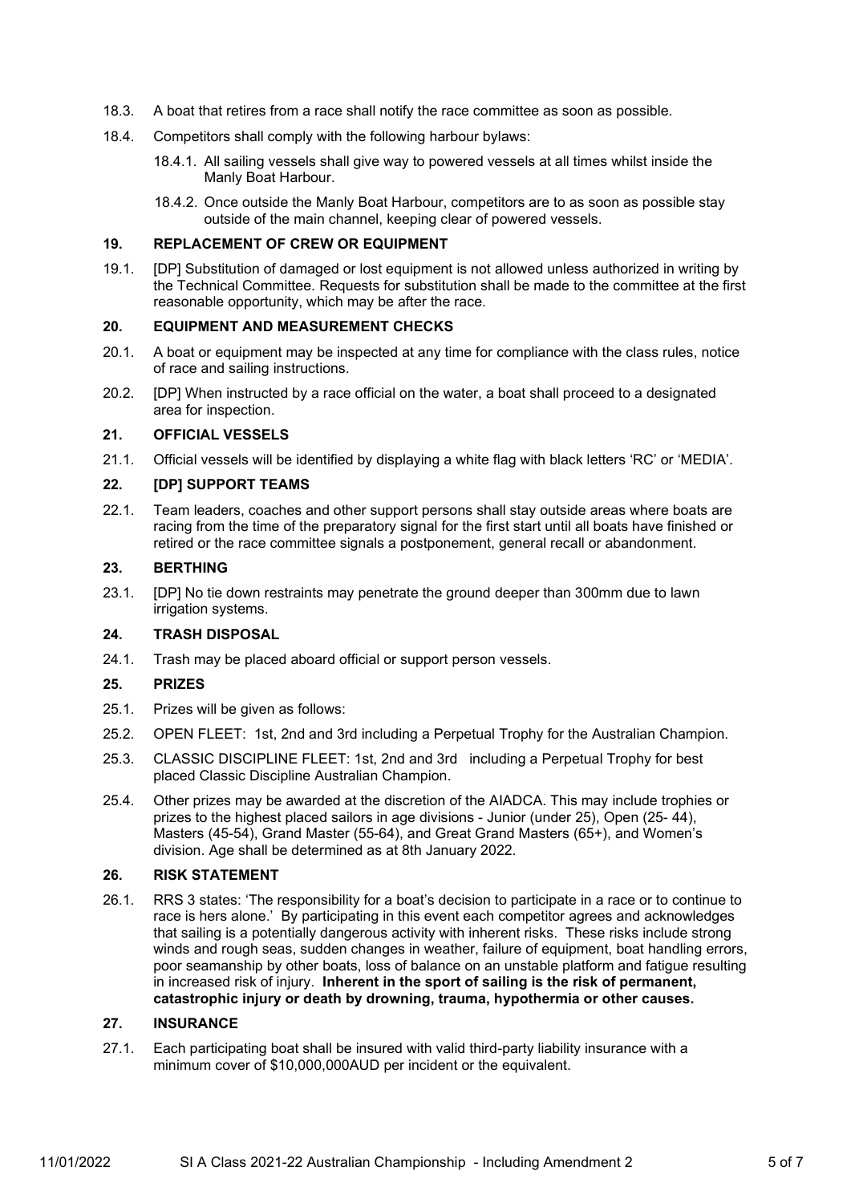18.3. A boat that retires from a race shall notify the race committee as soon as possible.

18.4. Competitors shall comply with the following harbour bylaws:

18.4.1. All sailing vessels shall give way to powered vessels at all times whilst inside the Manly Boat Harbour.

18.4.2. Once outside the Manly Boat Harbour, competitors are to as soon as possible stay outside of the main channel, keeping clear of powered vessels.

## 19. REPLACEMENT OF CREW OR EQUIPMENT

19.1. [DP] Substitution of damaged or lost equipment is not allowed unless authorized in writing by the Technical Committee. Requests for substitution shall be made to the committee at the first reasonable opportunity, which may be after the race.

## 20. EQUIPMENT AND MEASUREMENT CHECKS

20.1. A boat or equipment may be inspected at any time for compliance with the class rules, notice of race and sailing instructions.

20.2. [DP] When instructed by a race official on the water, a boat shall proceed to a designated area for inspection.

## 21. OFFICIAL VESSELS

21.1. Official vessels will be identified by displaying a white flag with black letters 'RC' or 'MEDIA'.

## 22. [DP] SUPPORT TEAMS

22.1. Team leaders, coaches and other support persons shall stay outside areas where boats are racing from the time of the preparatory signal for the first start until all boats have finished or retired or the race committee signals a postponement, general recall or abandonment.

## 23. BERTHING

23.1. [DP] No tie down restraints may penetrate the ground deeper than 300mm due to lawn irrigation systems.

## 24. TRASH DISPOSAL

24.1. Trash may be placed aboard official or support person vessels.

## 25. PRIZES

25.1. Prizes will be given as follows:

25.2. OPEN FLEET: 1st, 2nd and 3rd including a Perpetual Trophy for the Australian Champion.

25.3. CLASSIC DISCIPLINE FLEET: 1st, 2nd and 3rd including a Perpetual Trophy for best placed Classic Discipline Australian Champion.

25.4. Other prizes may be awarded at the discretion of the AIADCA. This may include trophies or prizes to the highest placed sailors in age divisions - Junior (under 25), Open (25- 44), Masters (45-54), Grand Master (55-64), and Great Grand Masters (65+), and Women's division. Age shall be determined as at 8th January 2022.

## 26. RISK STATEMENT

26.1. RRS 3 states: 'The responsibility for a boat's decision to participate in a race or to continue to race is hers alone.' By participating in this event each competitor agrees and acknowledges that sailing is a potentially dangerous activity with inherent risks. These risks include strong winds and rough seas, sudden changes in weather, failure of equipment, boat handling errors, poor seamanship by other boats, loss of balance on an unstable platform and fatigue resulting in increased risk of injury. **Inherent in the sport of sailing is the risk of permanent, catastrophic injury or death by drowning, trauma, hypothermia or other causes.**

## 27. INSURANCE

27.1. Each participating boat shall be insured with valid third-party liability insurance with a minimum cover of $10,000,000AUD per incident or the equivalent.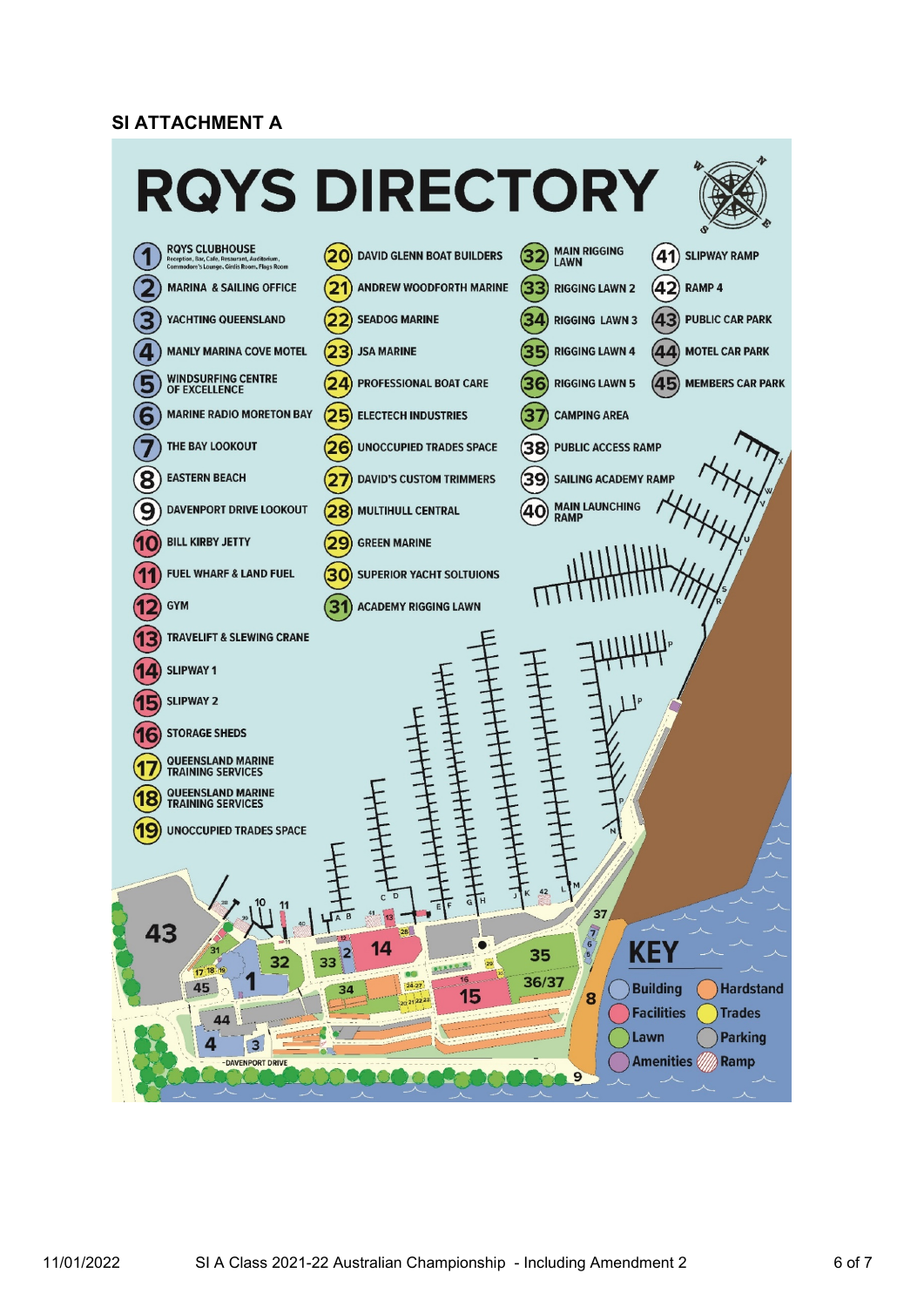## SI ATTACHMENT A

# RQYS DIRECTORY

1. RQYS CLUBHOUSE – Reception, Bar, Cafe, Restaurant, Auditorium, Commodore's Lounge, Girls Room, Flags Room
2. MARINA & SAILING OFFICE
3. YACHTING QUEENSLAND
4. MANLY MARINA COVE MOTEL
5. WINDSURFING CENTRE OF EXCELLENCE
6. MARINE RADIO MORETON BAY
7. THE BAY LOOKOUT
8. EASTERN BEACH
9. DAVENPORT DRIVE LOOKOUT
10. BILL KIRBY JETTY
11. FUEL WHARF & LAND FUEL
12. GYM
13. TRAVELIFT & SLEWING CRANE
14. SLIPWAY 1
15. SLIPWAY 2
16. STORAGE SHEDS
17. QUEENSLAND MARINE TRAINING SERVICES
18. QUEENSLAND MARINE TRAINING SERVICES
19. UNOCCUPIED TRADES SPACE
20. DAVID GLENN BOAT BUILDERS
21. ANDREW WOODFORTH MARINE
22. SEADOG MARINE
23. JSA MARINE
24. PROFESSIONAL BOAT CARE
25. ELECTECH INDUSTRIES
26. UNOCCUPIED TRADES SPACE
27. DAVID'S CUSTOM TRIMMERS
28. MULTIHULL CENTRAL
29. GREEN MARINE
30. SUPERIOR YACHT SOLTUIONS
31. ACADEMY RIGGING LAWN
32. MAIN RIGGING LAWN
33. RIGGING LAWN 2
34. RIGGING LAWN 3
35. RIGGING LAWN 4
36. RIGGING LAWN 5
37. CAMPING AREA
38. PUBLIC ACCESS RAMP
39. SAILING ACADEMY RAMP
40. MAIN LAUNCHING RAMP
41. SLIPWAY RAMP
42. RAMP 4
43. PUBLIC CAR PARK
44. MOTEL CAR PARK
45. MEMBERS CAR PARK

**KEY**

- Building
- Hardstand
- Facilities
- Trades
- Lawn
- Parking
- Amenities
- Ramp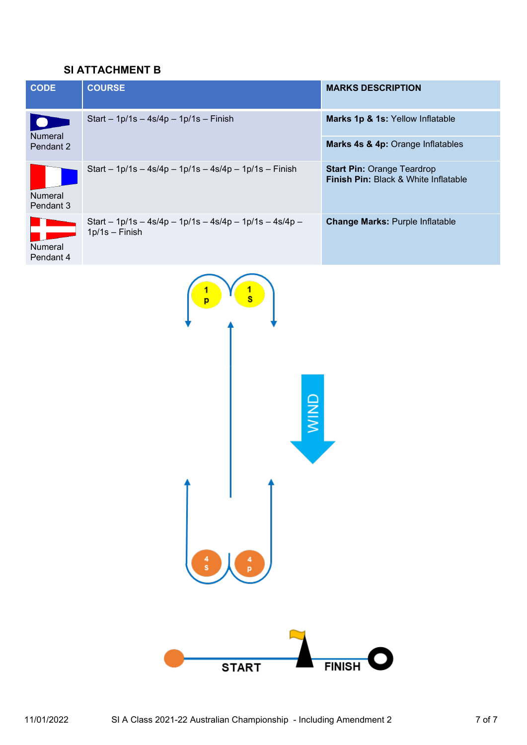## SI ATTACHMENT B

| CODE | COURSE | MARKS DESCRIPTION |
|---|---|---|
| Numeral Pendant 2 | Start – 1p/1s – 4s/4p – 1p/1s – Finish | **Marks 1p & 1s:** Yellow Inflatable<br>**Marks 4s & 4p:** Orange Inflatables |
| Numeral Pendant 3 | Start – 1p/1s – 4s/4p – 1p/1s – 4s/4p – 1p/1s – Finish | **Start Pin:** Orange Teardrop<br>**Finish Pin:** Black & White Inflatable |
| Numeral Pendant 4 | Start – 1p/1s – 4s/4p – 1p/1s – 4s/4p – 1p/1s – 4s/4p – 1p/1s – Finish | **Change Marks:** Purple Inflatable |

1 p

1 s

WIND

4 s

4 p

START

FINISH